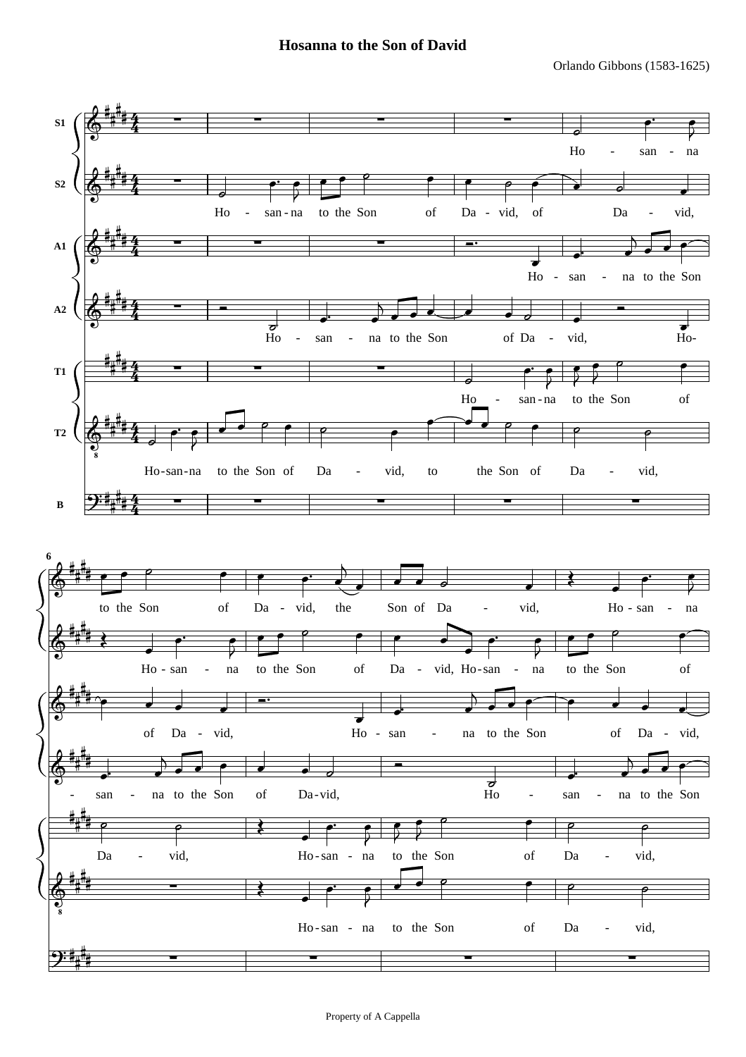# Hosanna to the Son of David

Orlando Gibbons (1583-1625)

Property of A Cappella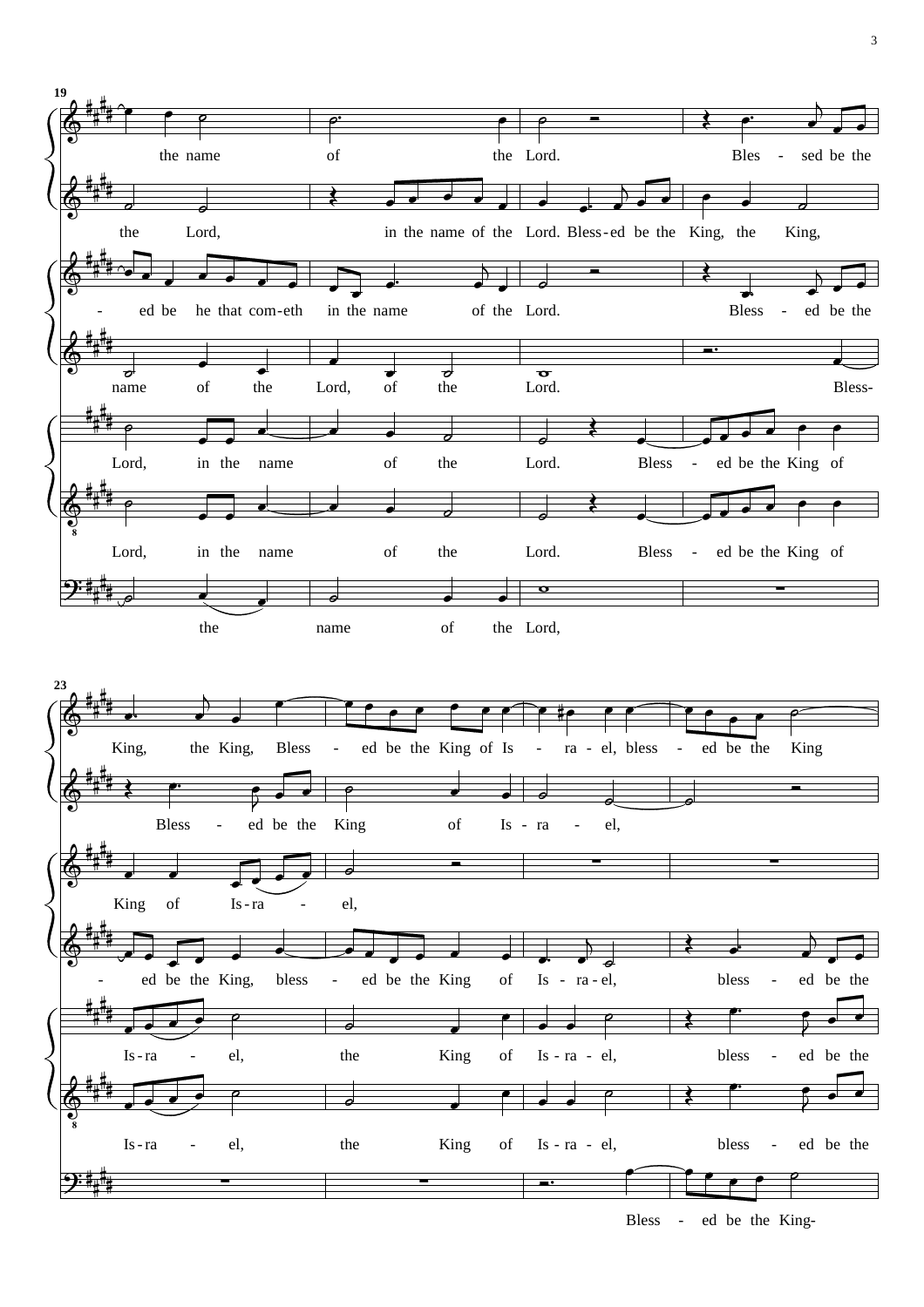19

the name of the Lord. Bles - sed be the

the Lord, in the name of the Lord. Bless-ed be the King, the King,

- ed be he that com-eth in the name of the Lord. Bless - ed be the

name of the Lord, of the Lord. Bless-

Lord, in the name of the Lord. Bless - ed be the King of

Lord, in the name of the Lord. Bless - ed be the King of

the name of the Lord,

23

King, the King, Bless - ed be the King of Is - ra - el, bless - ed be the King

Bless - ed be the King of Is - ra - el,

King of Is-ra - el,

- ed be the King, bless - ed be the King of Is - ra - el, bless - ed be the

Is-ra - el, the King of Is - ra - el, bless - ed be the

Is-ra - el, the King of Is - ra - el, bless - ed be the

Bless - ed be the King-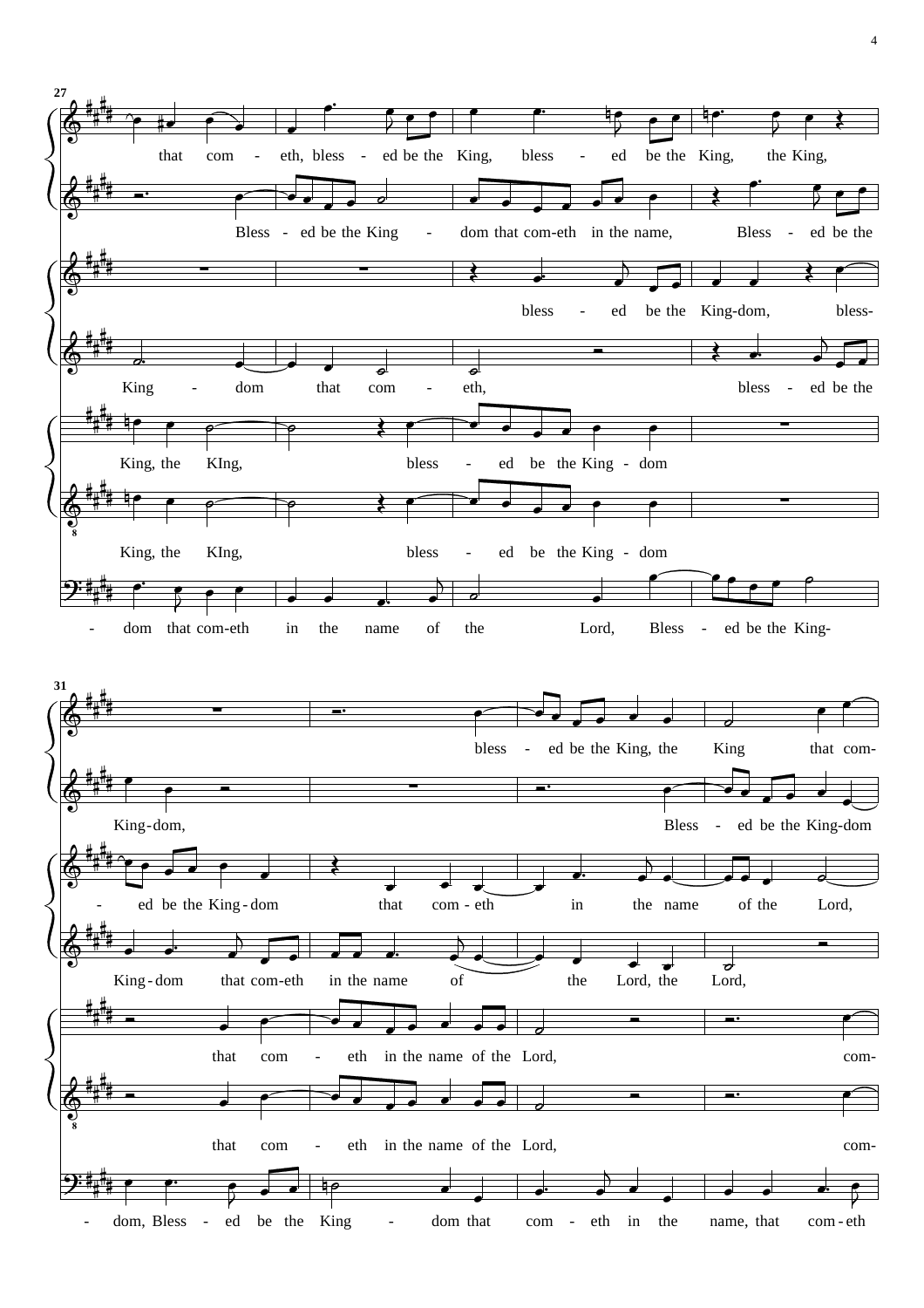27

that com - eth, bless - ed be the King, bless - ed be the King, the King,

Bless - ed be the King - dom that com-eth in the name, Bless - ed be the

bless - ed be the King-dom, bless-

King - dom that com - eth, bless - ed be the

King, the KIng, bless - ed be the King - dom

King, the KIng, bless - ed be the King - dom

- dom that com-eth in the name of the Lord, Bless - ed be the King-

31

bless - ed be the King, the King that com-

King-dom, Bless - ed be the King-dom

- ed be the King - dom that com - eth in the name of the Lord,

King - dom that com-eth in the name of the Lord, the Lord,

that com - eth in the name of the Lord, com-

that com - eth in the name of the Lord, com-

- dom, Bless - ed be the King - dom that com - eth in the name, that com - eth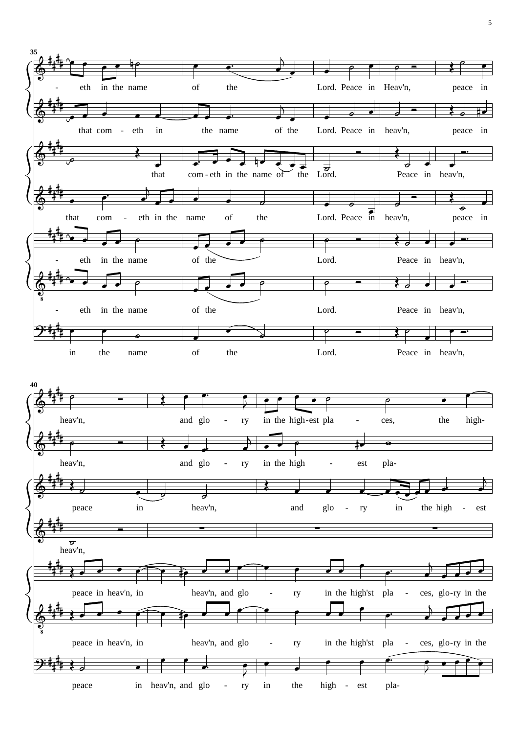35

- eth in the name of the Lord. Peace in Heav'n, peace in

that com - eth in the name of the Lord. Peace in heav'n, peace in

that com - eth in the name of the Lord. Peace in heav'n,

that com - eth in the name of the Lord. Peace in heav'n, peace in

- eth in the name of the Lord. Peace in heav'n,

- eth in the name of the Lord. Peace in heav'n,

in the name of the Lord. Peace in heav'n,

40

heav'n, and glo - ry in the high-est pla - ces, the high-

heav'n, and glo - ry in the high - est pla-

peace in heav'n, and glo - ry in the high - est

heav'n,

peace in heav'n, in heav'n, and glo - ry in the high'st pla - ces, glo-ry in the

peace in heav'n, in heav'n, and glo - ry in the high'st pla - ces, glo-ry in the

peace in heav'n, and glo - ry in the high - est pla-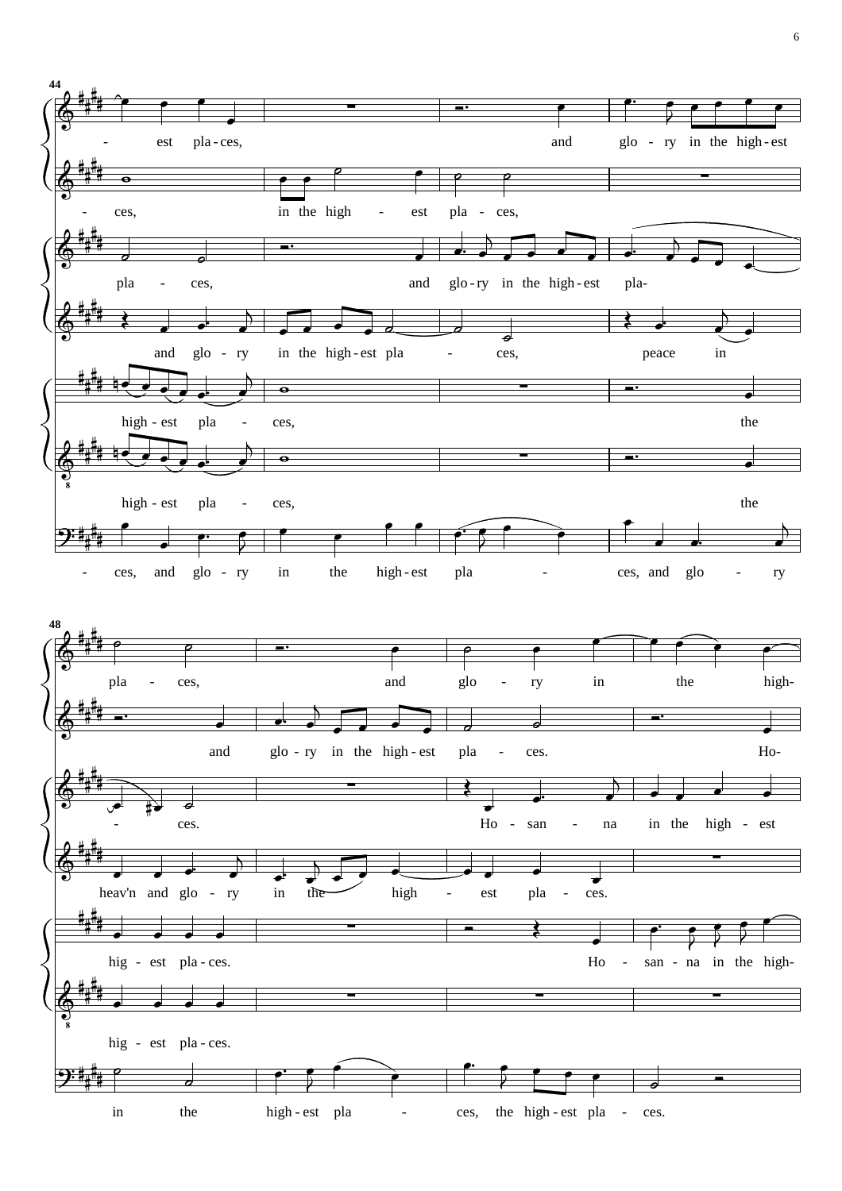44

- est pla - ces, and glo - ry in the high - est

- ces, in the high - est pla - ces,

pla - ces, and glo - ry in the high - est pla-

and glo - ry in the high - est pla - ces, peace in

high - est pla - ces, the

high - est pla - ces, the

- ces, and glo - ry in the high - est pla - ces, and glo - ry

48

pla - ces, and glo - ry in the high-

and glo - ry in the high - est pla - ces. Ho-

- ces. Ho - san - na in the high - est

heav'n and glo - ry in the high - est pla - ces.

hig - est pla - ces. Ho - san - na in the high-

hig - est pla - ces.

in the high - est pla - ces, the high - est pla - ces.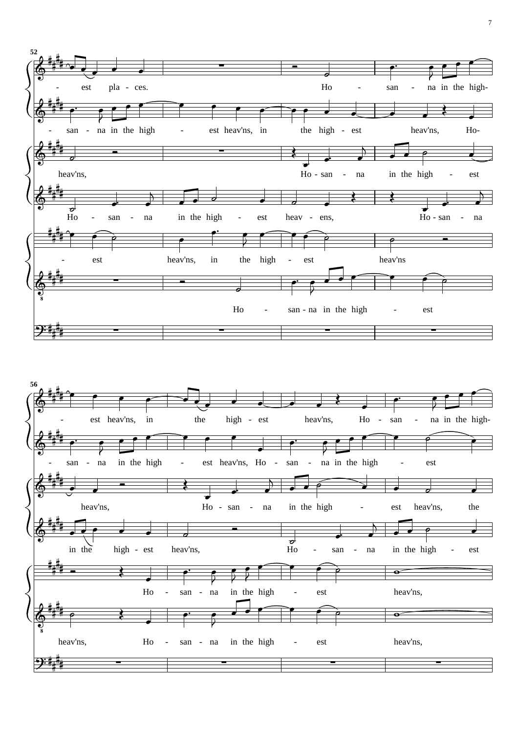52

- est pla - ces. Ho - san - na in the high-

- san - na in the high - est heav'ns, in the high - est heav'ns, Ho-

heav'ns, Ho - san - na in the high - est

Ho - san - na in the high - est heav - ens, Ho - san - na

- est heav'ns, in the high - est heav'ns

Ho - san - na in the high - est

56

- est heav'ns, in the high - est heav'ns, Ho - san - na in the high-

- san - na in the high - est heav'ns, Ho - san - na in the high - est

heav'ns, Ho - san - na in the high - est heav'ns, the

in the high - est heav'ns, Ho - san - na in the high - est

Ho - san - na in the high - est heav'ns,

heav'ns, Ho - san - na in the high - est heav'ns,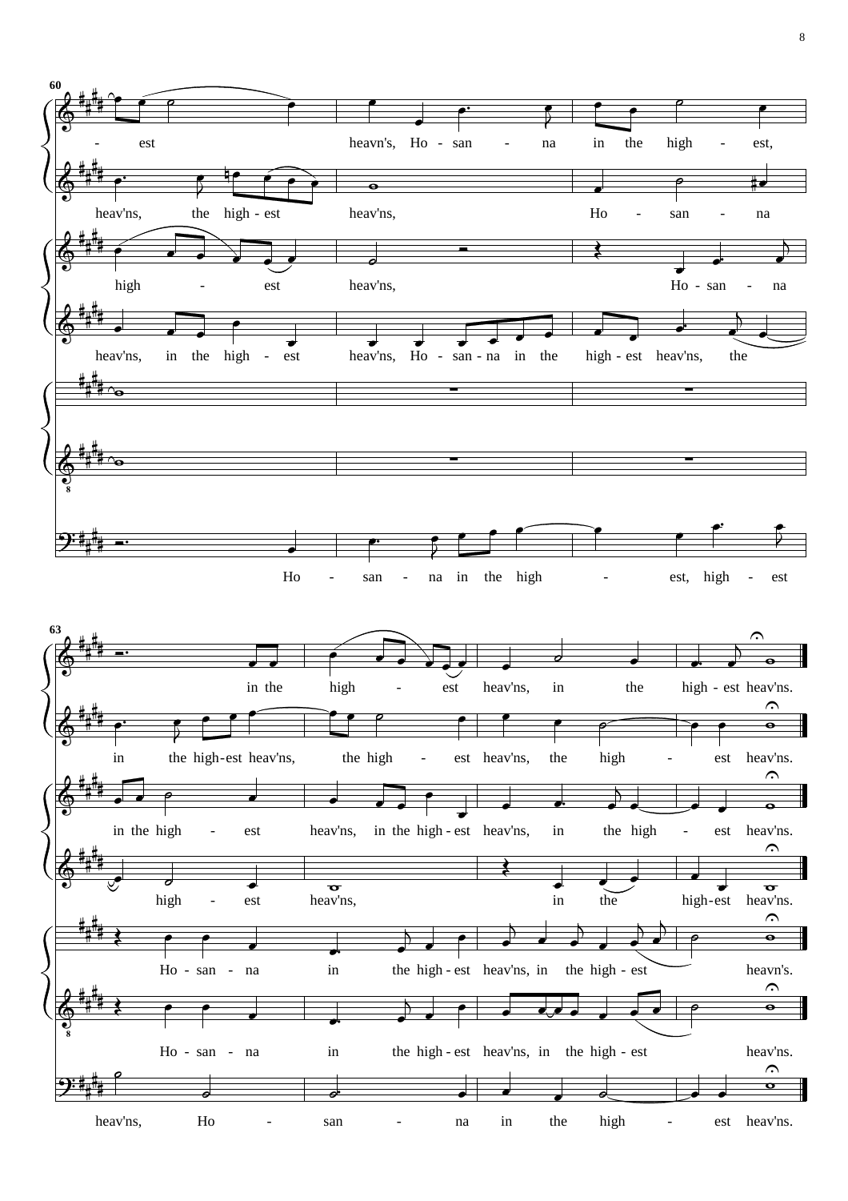60

- est heavn's, Ho - san - na in the high - est,

heav'ns, the high - est heav'ns, Ho - san - na

high - est heav'ns, Ho - san - na

heav'ns, in the high - est heav'ns, Ho - san - na in the high - est heav'ns, the

Ho - san - na in the high - est, high - est

63

in the high - est heav'ns, in the high - est heav'ns.

in the high-est heav'ns, the high - est heav'ns, the high - est heav'ns.

in the high - est heav'ns, in the high - est heav'ns, in the high - est heav'ns.

high - est heav'ns, in the high-est heav'ns.

Ho - san - na in the high - est heav'ns, in the high - est heavn's.

Ho - san - na in the high - est heav'ns, in the high - est heav'ns.

heav'ns, Ho - san - na in the high - est heav'ns.